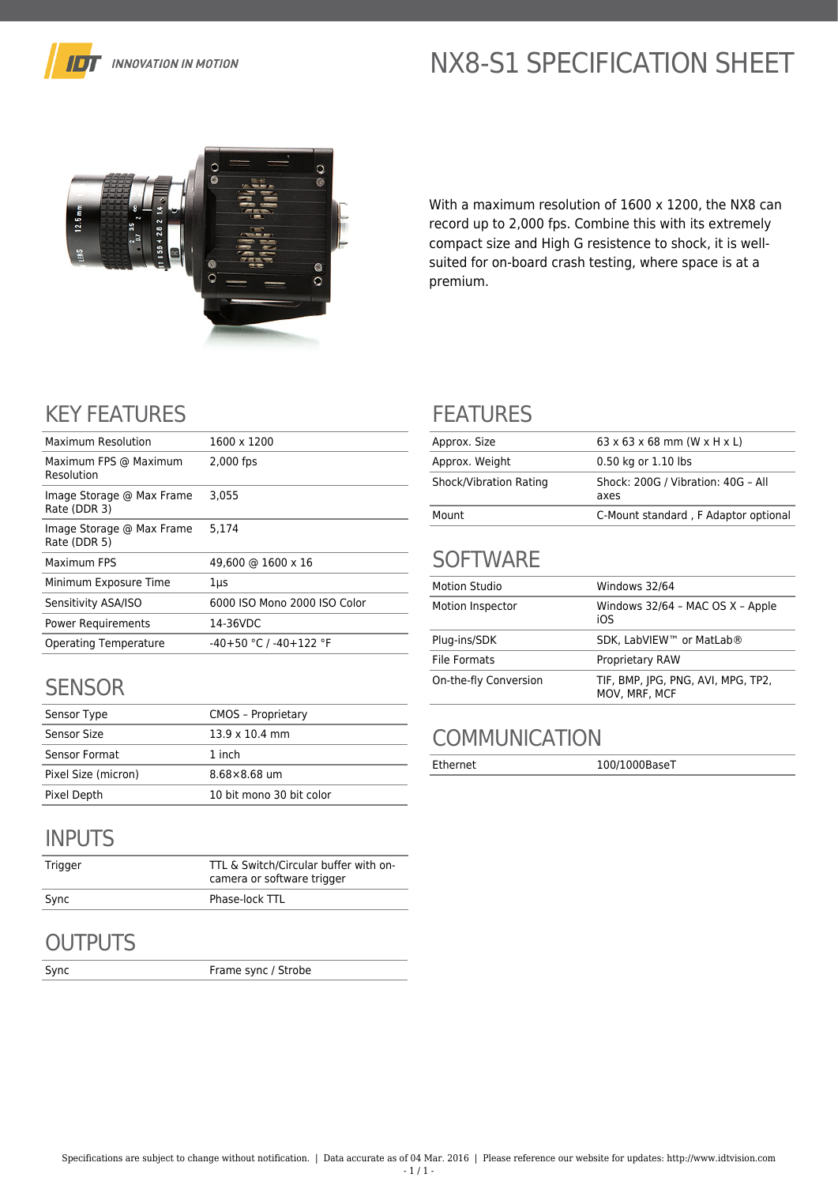IDT INNOVATION IN MOTION

# NX8-S1 SPECIFICATION SHEET

With a maximum resolution of 1600 x 1200, the NX8 can record up to 2,000 fps. Combine this with its extremely compact size and High G resistence to shock, it is well-suited for on-board crash testing, where space is at a premium.

## KEY FEATURES

| | |
|---|---|
| Maximum Resolution | 1600 x 1200 |
| Maximum FPS @ Maximum Resolution | 2,000 fps |
| Image Storage @ Max Frame Rate (DDR 3) | 3,055 |
| Image Storage @ Max Frame Rate (DDR 5) | 5,174 |
| Maximum FPS | 49,600 @ 1600 x 16 |
| Minimum Exposure Time | 1µs |
| Sensitivity ASA/ISO | 6000 ISO Mono 2000 ISO Color |
| Power Requirements | 14-36VDC |
| Operating Temperature | -40+50 °C / -40+122 °F |

## SENSOR

| | |
|---|---|
| Sensor Type | CMOS – Proprietary |
| Sensor Size | 13.9 x 10.4 mm |
| Sensor Format | 1 inch |
| Pixel Size (micron) | 8.68×8.68 um |
| Pixel Depth | 10 bit mono 30 bit color |

## INPUTS

| | |
|---|---|
| Trigger | TTL & Switch/Circular buffer with on-camera or software trigger |
| Sync | Phase-lock TTL |

## OUTPUTS

| | |
|---|---|
| Sync | Frame sync / Strobe |

## FEATURES

| | |
|---|---|
| Approx. Size | 63 x 63 x 68 mm (W x H x L) |
| Approx. Weight | 0.50 kg or 1.10 lbs |
| Shock/Vibration Rating | Shock: 200G / Vibration: 40G – All axes |
| Mount | C-Mount standard , F Adaptor optional |

## SOFTWARE

| | |
|---|---|
| Motion Studio | Windows 32/64 |
| Motion Inspector | Windows 32/64 – MAC OS X – Apple iOS |
| Plug-ins/SDK | SDK, LabVIEW™ or MatLab® |
| File Formats | Proprietary RAW |
| On-the-fly Conversion | TIF, BMP, JPG, PNG, AVI, MPG, TP2, MOV, MRF, MCF |

## COMMUNICATION

| | |
|---|---|
| Ethernet | 100/1000BaseT |

Specifications are subject to change without notification. | Data accurate as of 04 Mar. 2016 | Please reference our website for updates: http://www.idtvision.com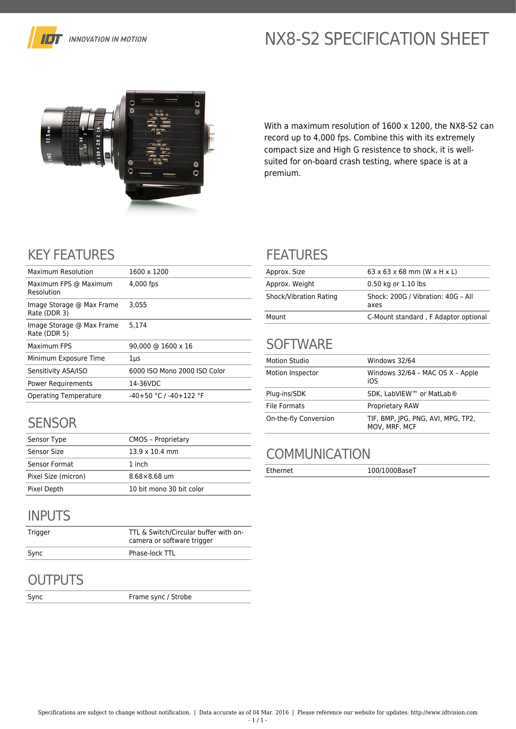# NX8-S2 SPECIFICATION SHEET

With a maximum resolution of 1600 x 1200, the NX8-S2 can record up to 4,000 fps. Combine this with its extremely compact size and High G resistence to shock, it is well-suited for on-board crash testing, where space is at a premium.

## KEY FEATURES

| | |
|---|---|
| Maximum Resolution | 1600 x 1200 |
| Maximum FPS @ Maximum Resolution | 4,000 fps |
| Image Storage @ Max Frame Rate (DDR 3) | 3,055 |
| Image Storage @ Max Frame Rate (DDR 5) | 5,174 |
| Maximum FPS | 90,000 @ 1600 x 16 |
| Minimum Exposure Time | 1µs |
| Sensitivity ASA/ISO | 6000 ISO Mono 2000 ISO Color |
| Power Requirements | 14-36VDC |
| Operating Temperature | -40+50 °C / -40+122 °F |

## SENSOR

| | |
|---|---|
| Sensor Type | CMOS – Proprietary |
| Sensor Size | 13.9 x 10.4 mm |
| Sensor Format | 1 inch |
| Pixel Size (micron) | 8.68×8.68 um |
| Pixel Depth | 10 bit mono 30 bit color |

## INPUTS

| | |
|---|---|
| Trigger | TTL & Switch/Circular buffer with on-camera or software trigger |
| Sync | Phase-lock TTL |

## OUTPUTS

| | |
|---|---|
| Sync | Frame sync / Strobe |

## FEATURES

| | |
|---|---|
| Approx. Size | 63 x 63 x 68 mm (W x H x L) |
| Approx. Weight | 0.50 kg or 1.10 lbs |
| Shock/Vibration Rating | Shock: 200G / Vibration: 40G – All axes |
| Mount | C-Mount standard , F Adaptor optional |

## SOFTWARE

| | |
|---|---|
| Motion Studio | Windows 32/64 |
| Motion Inspector | Windows 32/64 – MAC OS X – Apple iOS |
| Plug-ins/SDK | SDK, LabVIEW™ or MatLab® |
| File Formats | Proprietary RAW |
| On-the-fly Conversion | TIF, BMP, JPG, PNG, AVI, MPG, TP2, MOV, MRF, MCF |

## COMMUNICATION

| | |
|---|---|
| Ethernet | 100/1000BaseT |

Specifications are subject to change without notification. | Data accurate as of 04 Mar. 2016 | Please reference our website for updates: http://www.idtvision.com